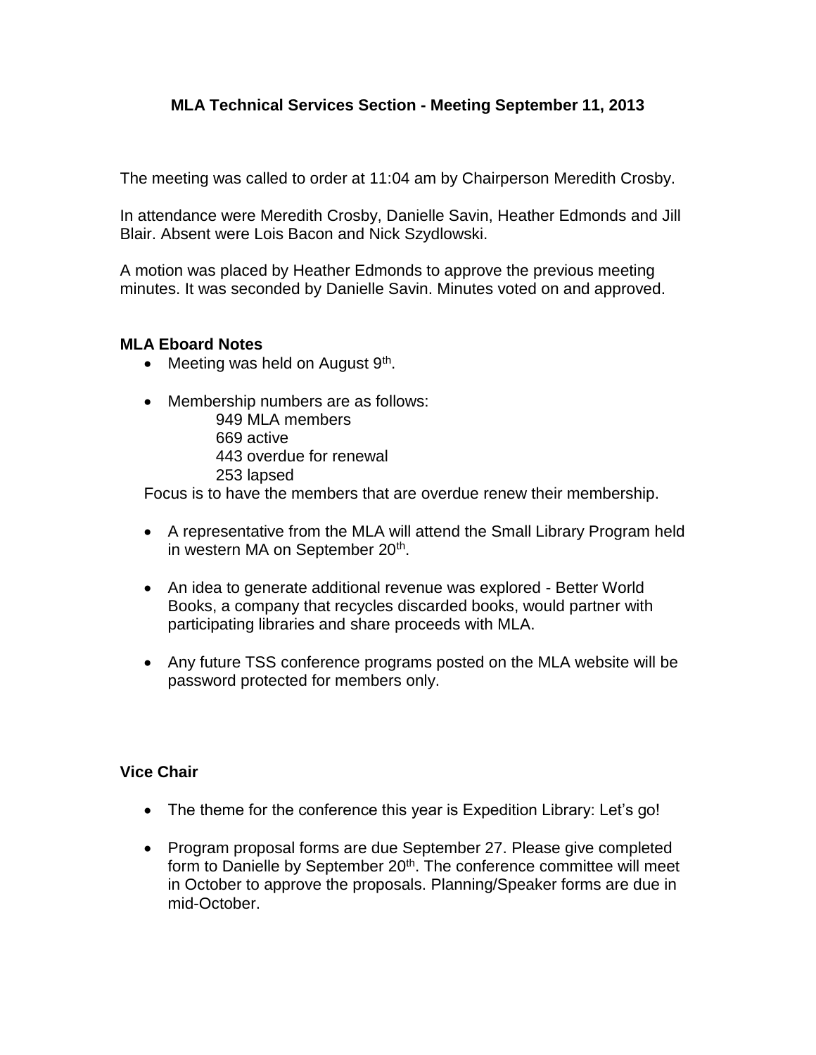**MLA Technical Services Section - Meeting September 11, 2013**

The meeting was called to order at 11:04 am by Chairperson Meredith Crosby.

In attendance were Meredith Crosby, Danielle Savin, Heather Edmonds and Jill Blair. Absent were Lois Bacon and Nick Szydlowski.

A motion was placed by Heather Edmonds to approve the previous meeting minutes. It was seconded by Danielle Savin. Minutes voted on and approved.

**MLA Eboard Notes**

- Meeting was held on August 9th.

- Membership numbers are as follows:
  949 MLA members
  669 active
  443 overdue for renewal
  253 lapsed

  Focus is to have the members that are overdue renew their membership.

- A representative from the MLA will attend the Small Library Program held in western MA on September 20th.

- An idea to generate additional revenue was explored - Better World Books, a company that recycles discarded books, would partner with participating libraries and share proceeds with MLA.

- Any future TSS conference programs posted on the MLA website will be password protected for members only.

**Vice Chair**

- The theme for the conference this year is Expedition Library: Let's go!

- Program proposal forms are due September 27. Please give completed form to Danielle by September 20th. The conference committee will meet in October to approve the proposals. Planning/Speaker forms are due in mid-October.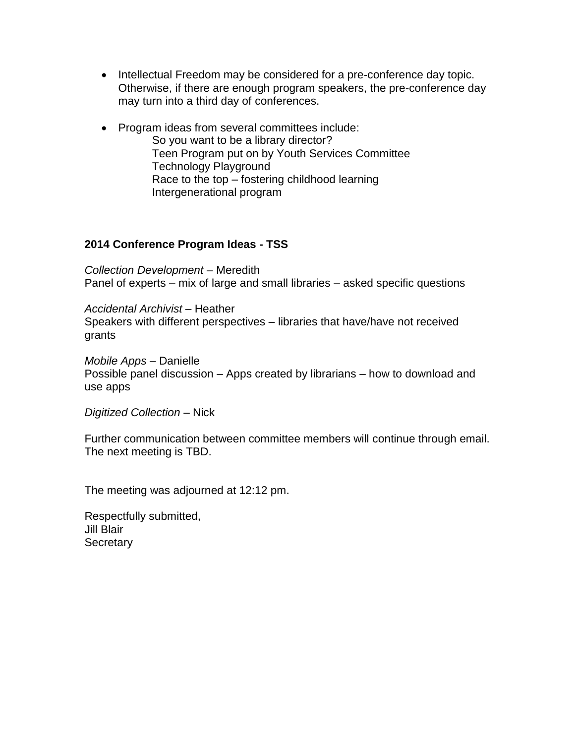- Intellectual Freedom may be considered for a pre-conference day topic. Otherwise, if there are enough program speakers, the pre-conference day may turn into a third day of conferences.

- Program ideas from several committees include:
  - So you want to be a library director?
  - Teen Program put on by Youth Services Committee
  - Technology Playground
  - Race to the top – fostering childhood learning
  - Intergenerational program

**2014 Conference Program Ideas - TSS**

*Collection Development* – Meredith
Panel of experts – mix of large and small libraries – asked specific questions

*Accidental Archivist* – Heather
Speakers with different perspectives – libraries that have/have not received grants

*Mobile Apps* – Danielle
Possible panel discussion – Apps created by librarians – how to download and use apps

*Digitized Collection* – Nick

Further communication between committee members will continue through email. The next meeting is TBD.

The meeting was adjourned at 12:12 pm.

Respectfully submitted,
Jill Blair
Secretary